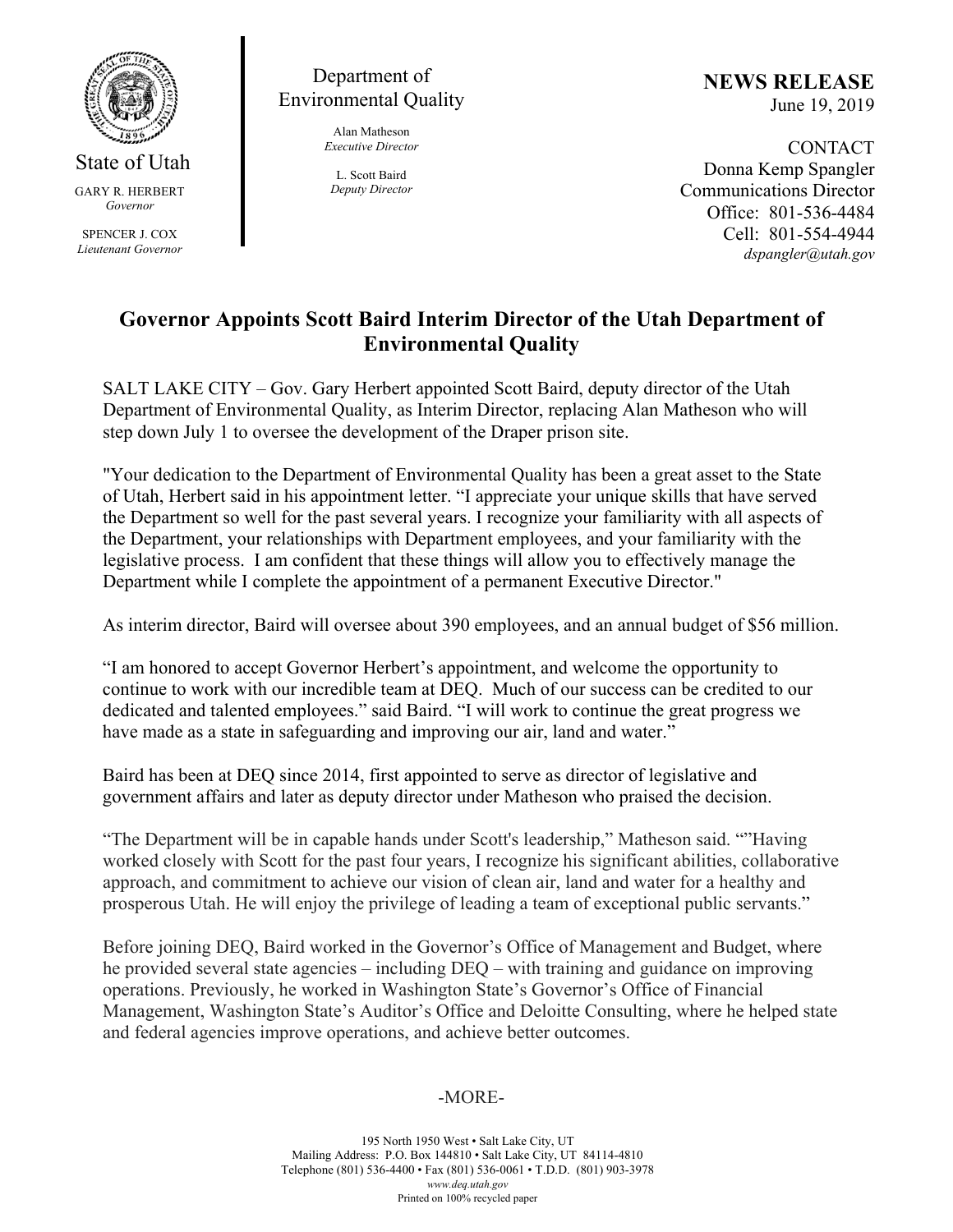State of Utah

GARY R. HERBERT
*Governor*

SPENCER J. COX
*Lieutenant Governor*

Department of Environmental Quality

Alan Matheson
*Executive Director*

L. Scott Baird
*Deputy Director*

**NEWS RELEASE**
June 19, 2019

CONTACT
Donna Kemp Spangler
Communications Director
Office: 801-536-4484
Cell: 801-554-4944
*dspangler@utah.gov*

# Governor Appoints Scott Baird Interim Director of the Utah Department of Environmental Quality

SALT LAKE CITY – Gov. Gary Herbert appointed Scott Baird, deputy director of the Utah Department of Environmental Quality, as Interim Director, replacing Alan Matheson who will step down July 1 to oversee the development of the Draper prison site.

"Your dedication to the Department of Environmental Quality has been a great asset to the State of Utah, Herbert said in his appointment letter. "I appreciate your unique skills that have served the Department so well for the past several years. I recognize your familiarity with all aspects of the Department, your relationships with Department employees, and your familiarity with the legislative process. I am confident that these things will allow you to effectively manage the Department while I complete the appointment of a permanent Executive Director."

As interim director, Baird will oversee about 390 employees, and an annual budget of $56 million.

"I am honored to accept Governor Herbert's appointment, and welcome the opportunity to continue to work with our incredible team at DEQ. Much of our success can be credited to our dedicated and talented employees." said Baird. "I will work to continue the great progress we have made as a state in safeguarding and improving our air, land and water."

Baird has been at DEQ since 2014, first appointed to serve as director of legislative and government affairs and later as deputy director under Matheson who praised the decision.

"The Department will be in capable hands under Scott's leadership," Matheson said. ""Having worked closely with Scott for the past four years, I recognize his significant abilities, collaborative approach, and commitment to achieve our vision of clean air, land and water for a healthy and prosperous Utah. He will enjoy the privilege of leading a team of exceptional public servants."

Before joining DEQ, Baird worked in the Governor's Office of Management and Budget, where he provided several state agencies – including DEQ – with training and guidance on improving operations. Previously, he worked in Washington State's Governor's Office of Financial Management, Washington State's Auditor's Office and Deloitte Consulting, where he helped state and federal agencies improve operations, and achieve better outcomes.

-MORE-

195 North 1950 West • Salt Lake City, UT
Mailing Address: P.O. Box 144810 • Salt Lake City, UT 84114-4810
Telephone (801) 536-4400 • Fax (801) 536-0061 • T.D.D. (801) 903-3978
*www.deq.utah.gov*
Printed on 100% recycled paper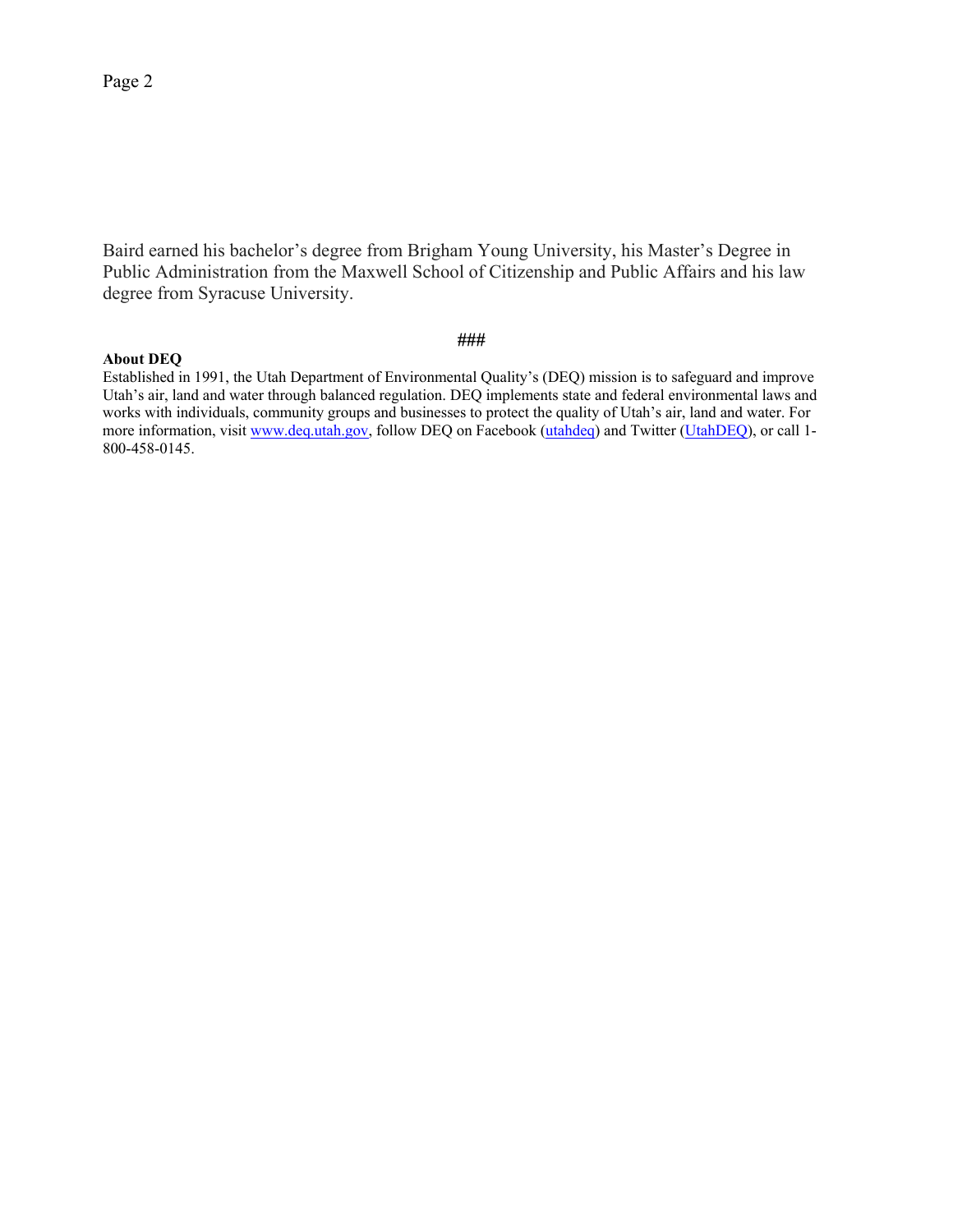Baird earned his bachelor's degree from Brigham Young University, his Master's Degree in Public Administration from the Maxwell School of Citizenship and Public Affairs and his law degree from Syracuse University.

###

**About DEQ**

Established in 1991, the Utah Department of Environmental Quality's (DEQ) mission is to safeguard and improve Utah's air, land and water through balanced regulation. DEQ implements state and federal environmental laws and works with individuals, community groups and businesses to protect the quality of Utah's air, land and water. For more information, visit www.deq.utah.gov, follow DEQ on Facebook (utahdeq) and Twitter (UtahDEQ), or call 1-800-458-0145.